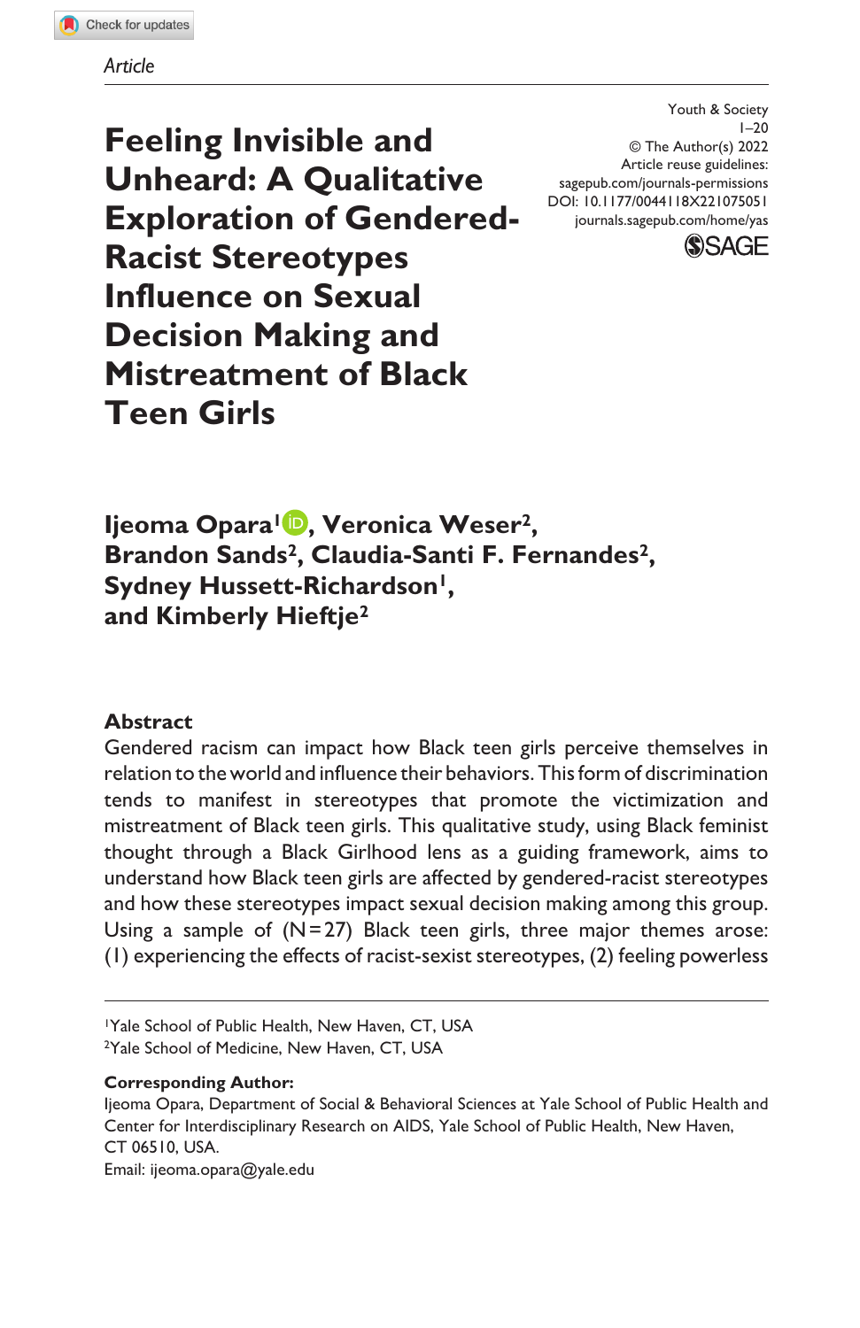*Article*

Youth & Society
1–20
© The Author(s) 2022
Article reuse guidelines:
sagepub.com/journals-permissions
DOI: 10.1177/0044118X221075051
journals.sagepub.com/home/yas

# Feeling Invisible and Unheard: A Qualitative Exploration of Gendered-Racist Stereotypes Influence on Sexual Decision Making and Mistreatment of Black Teen Girls

**Ijeoma Opara[1], Veronica Weser[2], Brandon Sands[2], Claudia-Santi F. Fernandes[2], Sydney Hussett-Richardson[1], and Kimberly Hieftje[2]**

## Abstract

Gendered racism can impact how Black teen girls perceive themselves in relation to the world and influence their behaviors. This form of discrimination tends to manifest in stereotypes that promote the victimization and mistreatment of Black teen girls. This qualitative study, using Black feminist thought through a Black Girlhood lens as a guiding framework, aims to understand how Black teen girls are affected by gendered-racist stereotypes and how these stereotypes impact sexual decision making among this group. Using a sample of (N = 27) Black teen girls, three major themes arose: (1) experiencing the effects of racist-sexist stereotypes, (2) feeling powerless

---

[1]Yale School of Public Health, New Haven, CT, USA
[2]Yale School of Medicine, New Haven, CT, USA

**Corresponding Author:**
Ijeoma Opara, Department of Social & Behavioral Sciences at Yale School of Public Health and Center for Interdisciplinary Research on AIDS, Yale School of Public Health, New Haven, CT 06510, USA.
Email: ijeoma.opara@yale.edu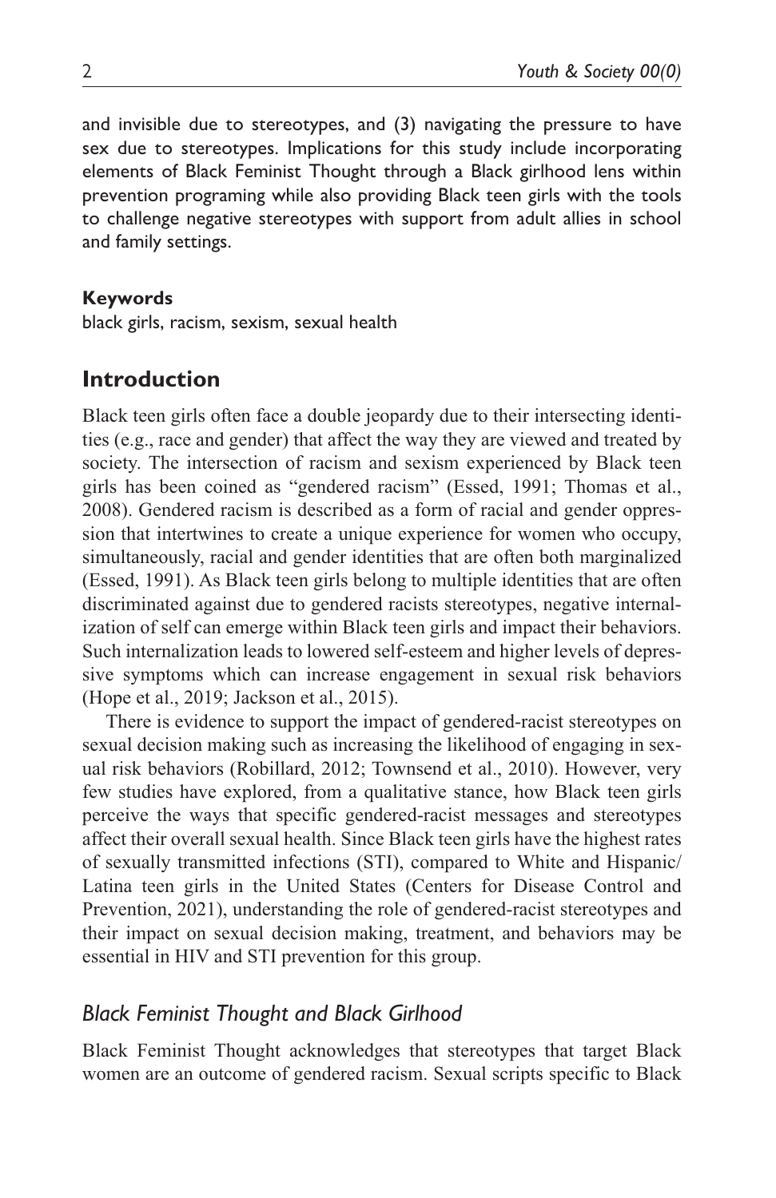and invisible due to stereotypes, and (3) navigating the pressure to have sex due to stereotypes. Implications for this study include incorporating elements of Black Feminist Thought through a Black girlhood lens within prevention programing while also providing Black teen girls with the tools to challenge negative stereotypes with support from adult allies in school and family settings.

**Keywords**

black girls, racism, sexism, sexual health

## Introduction

Black teen girls often face a double jeopardy due to their intersecting identities (e.g., race and gender) that affect the way they are viewed and treated by society. The intersection of racism and sexism experienced by Black teen girls has been coined as "gendered racism" (Essed, 1991; Thomas et al., 2008). Gendered racism is described as a form of racial and gender oppression that intertwines to create a unique experience for women who occupy, simultaneously, racial and gender identities that are often both marginalized (Essed, 1991). As Black teen girls belong to multiple identities that are often discriminated against due to gendered racists stereotypes, negative internalization of self can emerge within Black teen girls and impact their behaviors. Such internalization leads to lowered self-esteem and higher levels of depressive symptoms which can increase engagement in sexual risk behaviors (Hope et al., 2019; Jackson et al., 2015).

There is evidence to support the impact of gendered-racist stereotypes on sexual decision making such as increasing the likelihood of engaging in sexual risk behaviors (Robillard, 2012; Townsend et al., 2010). However, very few studies have explored, from a qualitative stance, how Black teen girls perceive the ways that specific gendered-racist messages and stereotypes affect their overall sexual health. Since Black teen girls have the highest rates of sexually transmitted infections (STI), compared to White and Hispanic/Latina teen girls in the United States (Centers for Disease Control and Prevention, 2021), understanding the role of gendered-racist stereotypes and their impact on sexual decision making, treatment, and behaviors may be essential in HIV and STI prevention for this group.

### *Black Feminist Thought and Black Girlhood*

Black Feminist Thought acknowledges that stereotypes that target Black women are an outcome of gendered racism. Sexual scripts specific to Black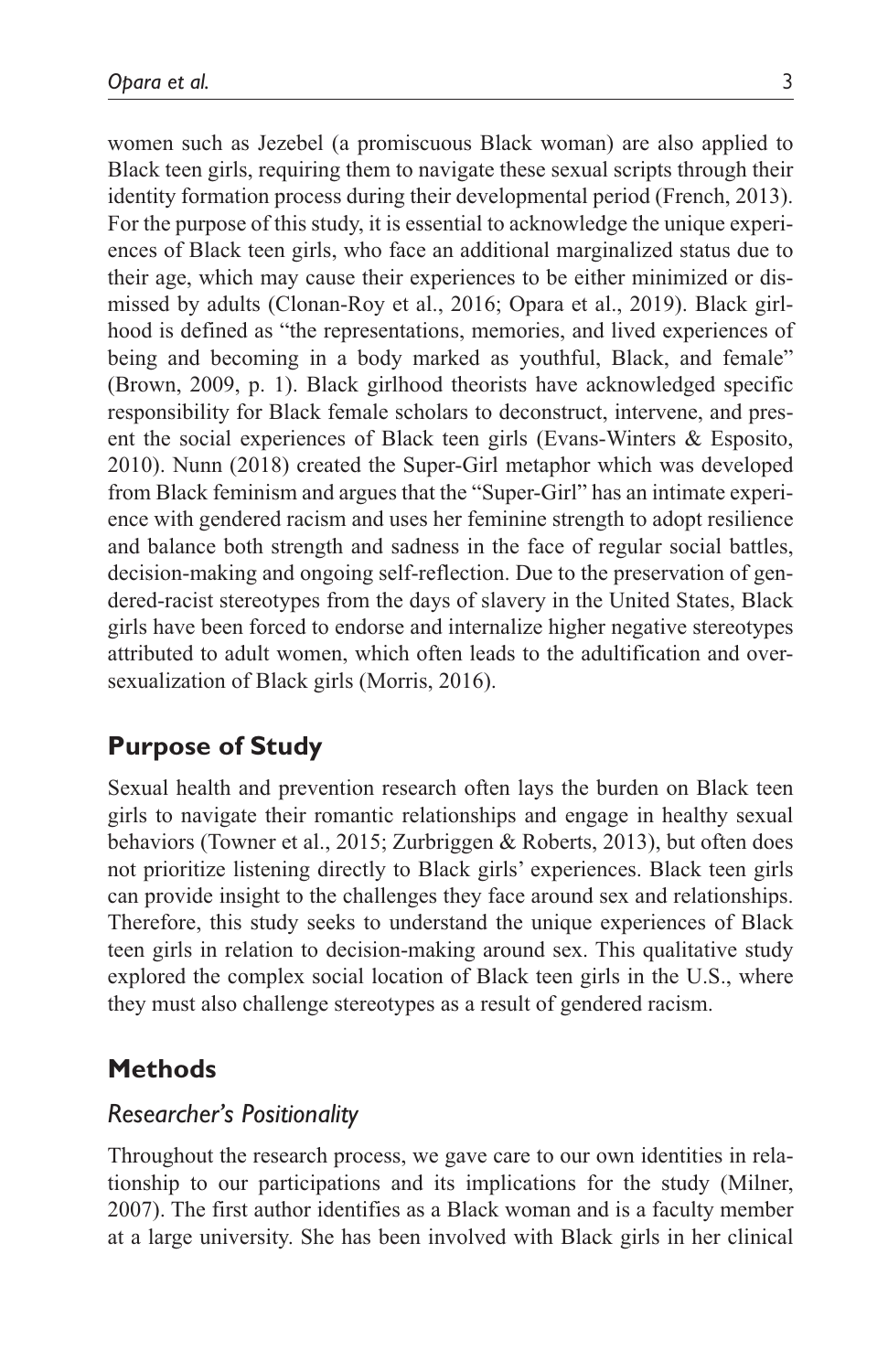women such as Jezebel (a promiscuous Black woman) are also applied to Black teen girls, requiring them to navigate these sexual scripts through their identity formation process during their developmental period (French, 2013). For the purpose of this study, it is essential to acknowledge the unique experiences of Black teen girls, who face an additional marginalized status due to their age, which may cause their experiences to be either minimized or dismissed by adults (Clonan-Roy et al., 2016; Opara et al., 2019). Black girlhood is defined as "the representations, memories, and lived experiences of being and becoming in a body marked as youthful, Black, and female" (Brown, 2009, p. 1). Black girlhood theorists have acknowledged specific responsibility for Black female scholars to deconstruct, intervene, and present the social experiences of Black teen girls (Evans-Winters & Esposito, 2010). Nunn (2018) created the Super-Girl metaphor which was developed from Black feminism and argues that the "Super-Girl" has an intimate experience with gendered racism and uses her feminine strength to adopt resilience and balance both strength and sadness in the face of regular social battles, decision-making and ongoing self-reflection. Due to the preservation of gendered-racist stereotypes from the days of slavery in the United States, Black girls have been forced to endorse and internalize higher negative stereotypes attributed to adult women, which often leads to the adultification and oversexualization of Black girls (Morris, 2016).

## Purpose of Study

Sexual health and prevention research often lays the burden on Black teen girls to navigate their romantic relationships and engage in healthy sexual behaviors (Towner et al., 2015; Zurbriggen & Roberts, 2013), but often does not prioritize listening directly to Black girls' experiences. Black teen girls can provide insight to the challenges they face around sex and relationships. Therefore, this study seeks to understand the unique experiences of Black teen girls in relation to decision-making around sex. This qualitative study explored the complex social location of Black teen girls in the U.S., where they must also challenge stereotypes as a result of gendered racism.

## Methods

### *Researcher's Positionality*

Throughout the research process, we gave care to our own identities in relationship to our participations and its implications for the study (Milner, 2007). The first author identifies as a Black woman and is a faculty member at a large university. She has been involved with Black girls in her clinical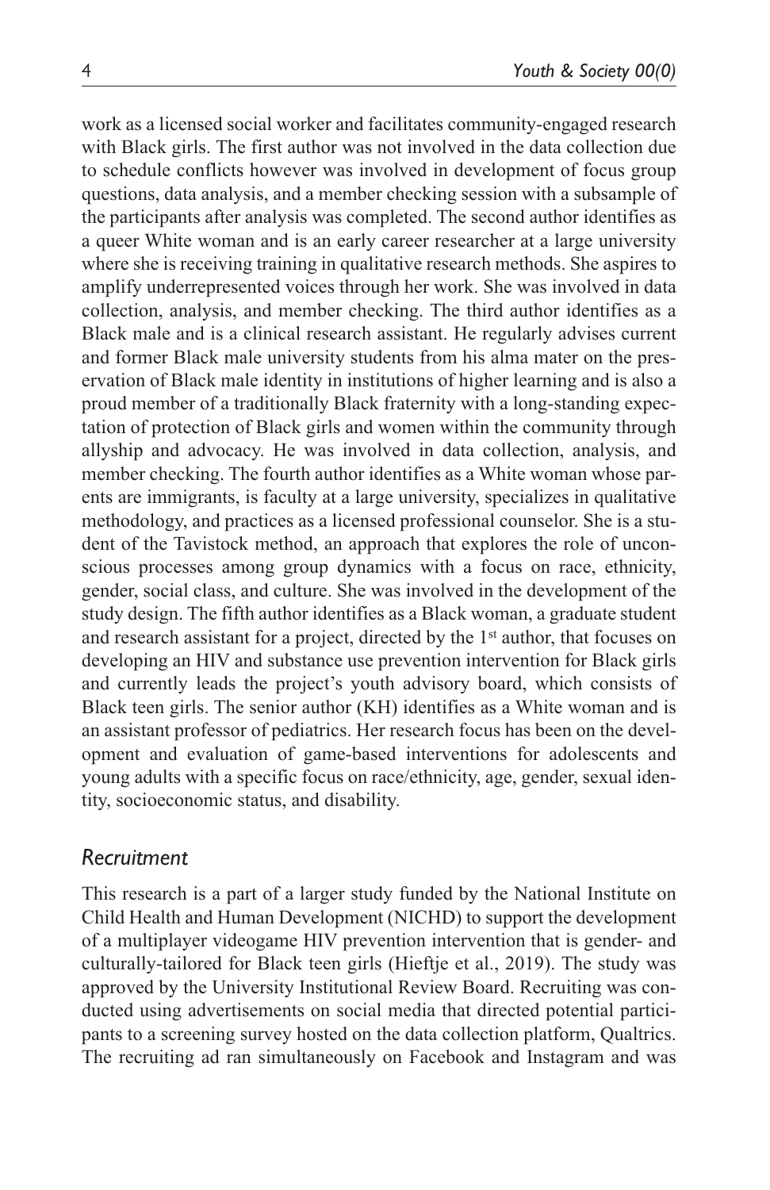work as a licensed social worker and facilitates community-engaged research with Black girls. The first author was not involved in the data collection due to schedule conflicts however was involved in development of focus group questions, data analysis, and a member checking session with a subsample of the participants after analysis was completed. The second author identifies as a queer White woman and is an early career researcher at a large university where she is receiving training in qualitative research methods. She aspires to amplify underrepresented voices through her work. She was involved in data collection, analysis, and member checking. The third author identifies as a Black male and is a clinical research assistant. He regularly advises current and former Black male university students from his alma mater on the preservation of Black male identity in institutions of higher learning and is also a proud member of a traditionally Black fraternity with a long-standing expectation of protection of Black girls and women within the community through allyship and advocacy. He was involved in data collection, analysis, and member checking. The fourth author identifies as a White woman whose parents are immigrants, is faculty at a large university, specializes in qualitative methodology, and practices as a licensed professional counselor. She is a student of the Tavistock method, an approach that explores the role of unconscious processes among group dynamics with a focus on race, ethnicity, gender, social class, and culture. She was involved in the development of the study design. The fifth author identifies as a Black woman, a graduate student and research assistant for a project, directed by the 1st author, that focuses on developing an HIV and substance use prevention intervention for Black girls and currently leads the project's youth advisory board, which consists of Black teen girls. The senior author (KH) identifies as a White woman and is an assistant professor of pediatrics. Her research focus has been on the development and evaluation of game-based interventions for adolescents and young adults with a specific focus on race/ethnicity, age, gender, sexual identity, socioeconomic status, and disability.

## *Recruitment*

This research is a part of a larger study funded by the National Institute on Child Health and Human Development (NICHD) to support the development of a multiplayer videogame HIV prevention intervention that is gender- and culturally-tailored for Black teen girls (Hieftje et al., 2019). The study was approved by the University Institutional Review Board. Recruiting was conducted using advertisements on social media that directed potential participants to a screening survey hosted on the data collection platform, Qualtrics. The recruiting ad ran simultaneously on Facebook and Instagram and was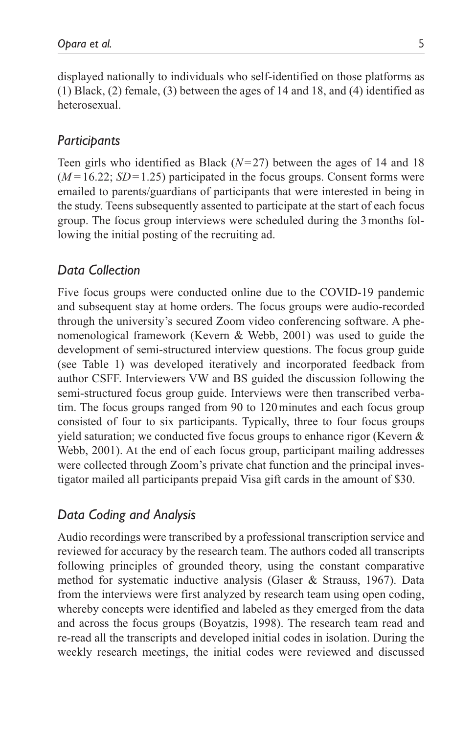displayed nationally to individuals who self-identified on those platforms as (1) Black, (2) female, (3) between the ages of 14 and 18, and (4) identified as heterosexual.

### *Participants*

Teen girls who identified as Black ($N = 27$) between the ages of 14 and 18 ($M = 16.22$; $SD = 1.25$) participated in the focus groups. Consent forms were emailed to parents/guardians of participants that were interested in being in the study. Teens subsequently assented to participate at the start of each focus group. The focus group interviews were scheduled during the 3 months following the initial posting of the recruiting ad.

### *Data Collection*

Five focus groups were conducted online due to the COVID-19 pandemic and subsequent stay at home orders. The focus groups were audio-recorded through the university's secured Zoom video conferencing software. A phenomenological framework (Kevern & Webb, 2001) was used to guide the development of semi-structured interview questions. The focus group guide (see Table 1) was developed iteratively and incorporated feedback from author CSFF. Interviewers VW and BS guided the discussion following the semi-structured focus group guide. Interviews were then transcribed verbatim. The focus groups ranged from 90 to 120 minutes and each focus group consisted of four to six participants. Typically, three to four focus groups yield saturation; we conducted five focus groups to enhance rigor (Kevern & Webb, 2001). At the end of each focus group, participant mailing addresses were collected through Zoom's private chat function and the principal investigator mailed all participants prepaid Visa gift cards in the amount of $30.

### *Data Coding and Analysis*

Audio recordings were transcribed by a professional transcription service and reviewed for accuracy by the research team. The authors coded all transcripts following principles of grounded theory, using the constant comparative method for systematic inductive analysis (Glaser & Strauss, 1967). Data from the interviews were first analyzed by research team using open coding, whereby concepts were identified and labeled as they emerged from the data and across the focus groups (Boyatzis, 1998). The research team read and re-read all the transcripts and developed initial codes in isolation. During the weekly research meetings, the initial codes were reviewed and discussed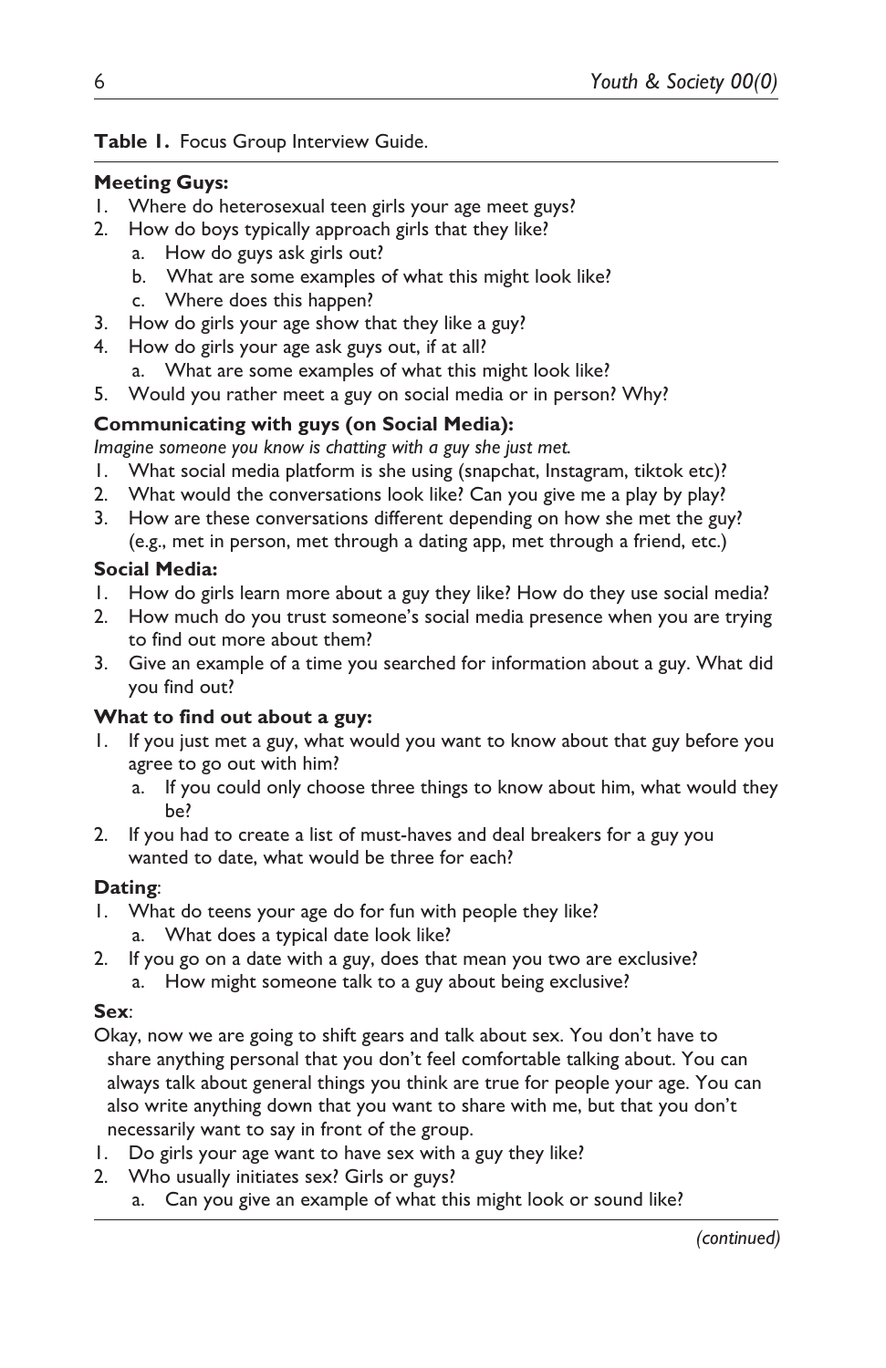**Table 1.** Focus Group Interview Guide.

**Meeting Guys:**

1. Where do heterosexual teen girls your age meet guys?
2. How do boys typically approach girls that they like?
    a. How do guys ask girls out?
    b. What are some examples of what this might look like?
    c. Where does this happen?
3. How do girls your age show that they like a guy?
4. How do girls your age ask guys out, if at all?
    a. What are some examples of what this might look like?
5. Would you rather meet a guy on social media or in person? Why?

**Communicating with guys (on Social Media):**

*Imagine someone you know is chatting with a guy she just met.*

1. What social media platform is she using (snapchat, Instagram, tiktok etc)?
2. What would the conversations look like? Can you give me a play by play?
3. How are these conversations different depending on how she met the guy? (e.g., met in person, met through a dating app, met through a friend, etc.)

**Social Media:**

1. How do girls learn more about a guy they like? How do they use social media?
2. How much do you trust someone's social media presence when you are trying to find out more about them?
3. Give an example of a time you searched for information about a guy. What did you find out?

**What to find out about a guy:**

1. If you just met a guy, what would you want to know about that guy before you agree to go out with him?
    a. If you could only choose three things to know about him, what would they be?
2. If you had to create a list of must-haves and deal breakers for a guy you wanted to date, what would be three for each?

**Dating**:

1. What do teens your age do for fun with people they like?
    a. What does a typical date look like?
2. If you go on a date with a guy, does that mean you two are exclusive?
    a. How might someone talk to a guy about being exclusive?

**Sex**:

Okay, now we are going to shift gears and talk about sex. You don't have to share anything personal that you don't feel comfortable talking about. You can always talk about general things you think are true for people your age. You can also write anything down that you want to share with me, but that you don't necessarily want to say in front of the group.

1. Do girls your age want to have sex with a guy they like?
2. Who usually initiates sex? Girls or guys?
    a. Can you give an example of what this might look or sound like?

*(continued)*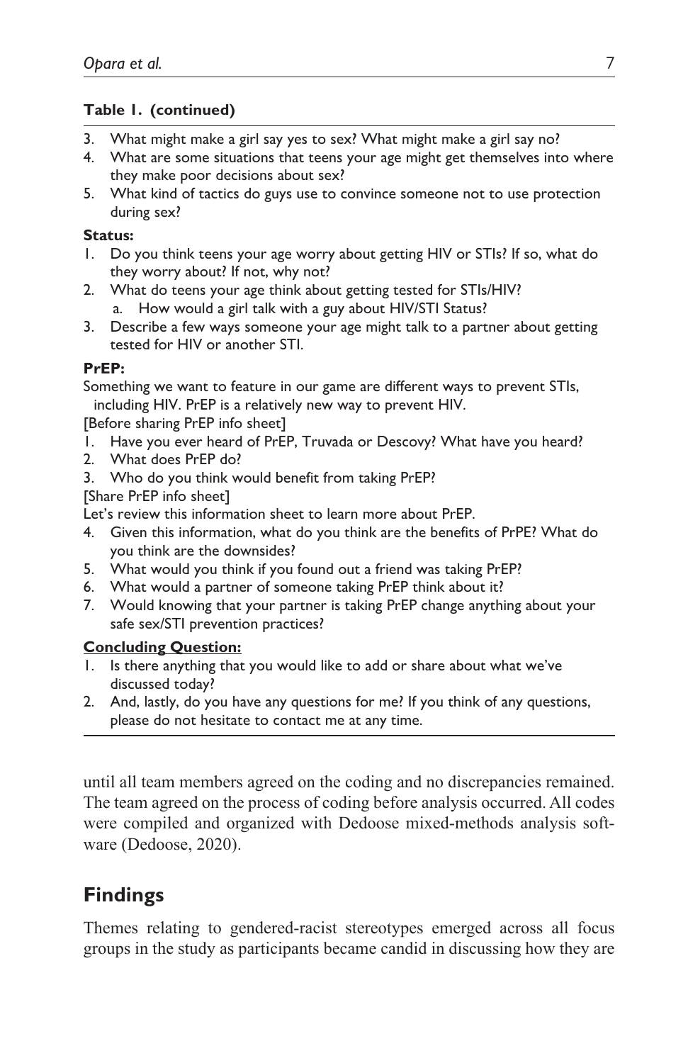**Table 1. (continued)**

3. What might make a girl say yes to sex? What might make a girl say no?
4. What are some situations that teens your age might get themselves into where they make poor decisions about sex?
5. What kind of tactics do guys use to convince someone not to use protection during sex?

**Status:**

1. Do you think teens your age worry about getting HIV or STIs? If so, what do they worry about? If not, why not?
2. What do teens your age think about getting tested for STIs/HIV?
   a. How would a girl talk with a guy about HIV/STI Status?
3. Describe a few ways someone your age might talk to a partner about getting tested for HIV or another STI.

**PrEP:**

Something we want to feature in our game are different ways to prevent STIs, including HIV. PrEP is a relatively new way to prevent HIV.

[Before sharing PrEP info sheet]

1. Have you ever heard of PrEP, Truvada or Descovy? What have you heard?
2. What does PrEP do?
3. Who do you think would benefit from taking PrEP?

[Share PrEP info sheet]

Let's review this information sheet to learn more about PrEP.

4. Given this information, what do you think are the benefits of PrPE? What do you think are the downsides?
5. What would you think if you found out a friend was taking PrEP?
6. What would a partner of someone taking PrEP think about it?
7. Would knowing that your partner is taking PrEP change anything about your safe sex/STI prevention practices?

**Concluding Question:**

1. Is there anything that you would like to add or share about what we've discussed today?
2. And, lastly, do you have any questions for me? If you think of any questions, please do not hesitate to contact me at any time.

until all team members agreed on the coding and no discrepancies remained. The team agreed on the process of coding before analysis occurred. All codes were compiled and organized with Dedoose mixed-methods analysis software (Dedoose, 2020).

## Findings

Themes relating to gendered-racist stereotypes emerged across all focus groups in the study as participants became candid in discussing how they are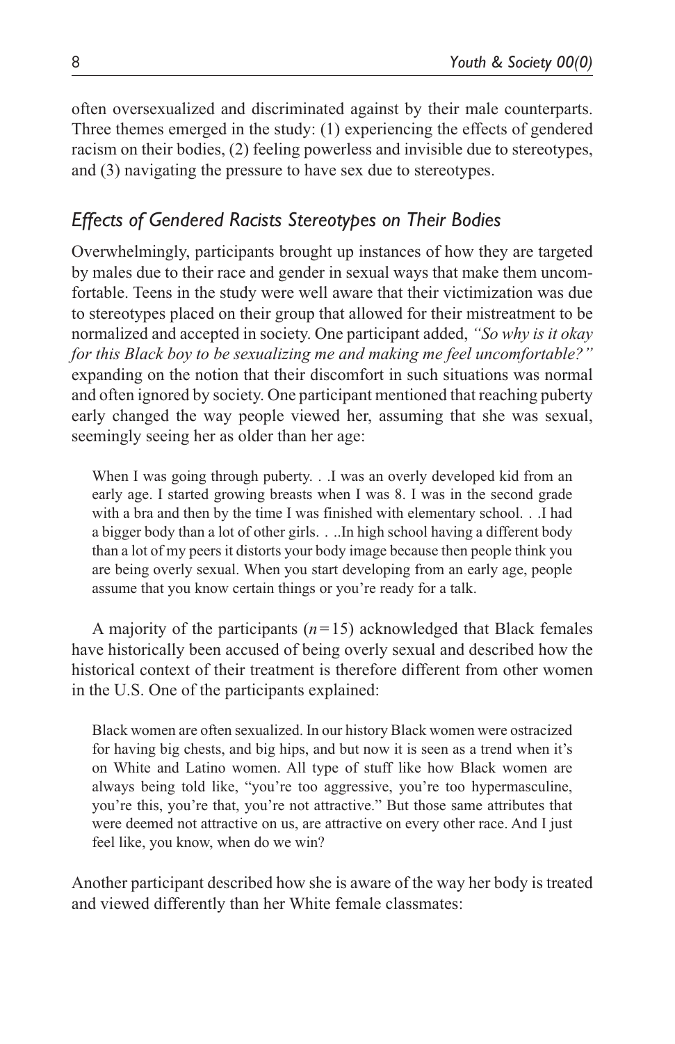often oversexualized and discriminated against by their male counterparts. Three themes emerged in the study: (1) experiencing the effects of gendered racism on their bodies, (2) feeling powerless and invisible due to stereotypes, and (3) navigating the pressure to have sex due to stereotypes.

### *Effects of Gendered Racists Stereotypes on Their Bodies*

Overwhelmingly, participants brought up instances of how they are targeted by males due to their race and gender in sexual ways that make them uncomfortable. Teens in the study were well aware that their victimization was due to stereotypes placed on their group that allowed for their mistreatment to be normalized and accepted in society. One participant added, *"So why is it okay for this Black boy to be sexualizing me and making me feel uncomfortable?"* expanding on the notion that their discomfort in such situations was normal and often ignored by society. One participant mentioned that reaching puberty early changed the way people viewed her, assuming that she was sexual, seemingly seeing her as older than her age:

> When I was going through puberty. . .I was an overly developed kid from an early age. I started growing breasts when I was 8. I was in the second grade with a bra and then by the time I was finished with elementary school. . .I had a bigger body than a lot of other girls. . ..In high school having a different body than a lot of my peers it distorts your body image because then people think you are being overly sexual. When you start developing from an early age, people assume that you know certain things or you're ready for a talk.

A majority of the participants ($n=15$) acknowledged that Black females have historically been accused of being overly sexual and described how the historical context of their treatment is therefore different from other women in the U.S. One of the participants explained:

> Black women are often sexualized. In our history Black women were ostracized for having big chests, and big hips, and but now it is seen as a trend when it's on White and Latino women. All type of stuff like how Black women are always being told like, "you're too aggressive, you're too hypermasculine, you're this, you're that, you're not attractive." But those same attributes that were deemed not attractive on us, are attractive on every other race. And I just feel like, you know, when do we win?

Another participant described how she is aware of the way her body is treated and viewed differently than her White female classmates: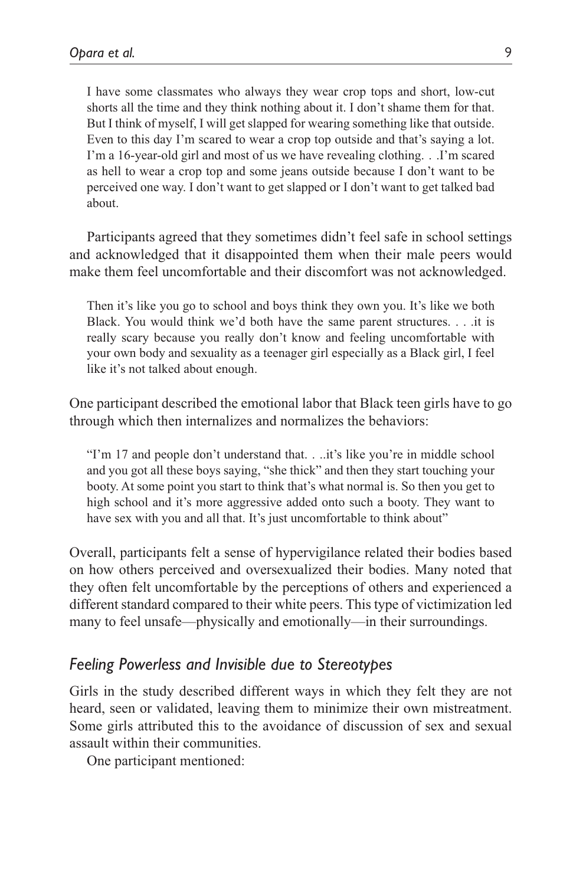> I have some classmates who always they wear crop tops and short, low-cut shorts all the time and they think nothing about it. I don't shame them for that. But I think of myself, I will get slapped for wearing something like that outside. Even to this day I'm scared to wear a crop top outside and that's saying a lot. I'm a 16-year-old girl and most of us we have revealing clothing. . .I'm scared as hell to wear a crop top and some jeans outside because I don't want to be perceived one way. I don't want to get slapped or I don't want to get talked bad about.

Participants agreed that they sometimes didn't feel safe in school settings and acknowledged that it disappointed them when their male peers would make them feel uncomfortable and their discomfort was not acknowledged.

> Then it's like you go to school and boys think they own you. It's like we both Black. You would think we'd both have the same parent structures. . . .it is really scary because you really don't know and feeling uncomfortable with your own body and sexuality as a teenager girl especially as a Black girl, I feel like it's not talked about enough.

One participant described the emotional labor that Black teen girls have to go through which then internalizes and normalizes the behaviors:

> "I'm 17 and people don't understand that. . ..it's like you're in middle school and you got all these boys saying, "she thick" and then they start touching your booty. At some point you start to think that's what normal is. So then you get to high school and it's more aggressive added onto such a booty. They want to have sex with you and all that. It's just uncomfortable to think about"

Overall, participants felt a sense of hypervigilance related their bodies based on how others perceived and oversexualized their bodies. Many noted that they often felt uncomfortable by the perceptions of others and experienced a different standard compared to their white peers. This type of victimization led many to feel unsafe—physically and emotionally—in their surroundings.

### *Feeling Powerless and Invisible due to Stereotypes*

Girls in the study described different ways in which they felt they are not heard, seen or validated, leaving them to minimize their own mistreatment. Some girls attributed this to the avoidance of discussion of sex and sexual assault within their communities.

One participant mentioned: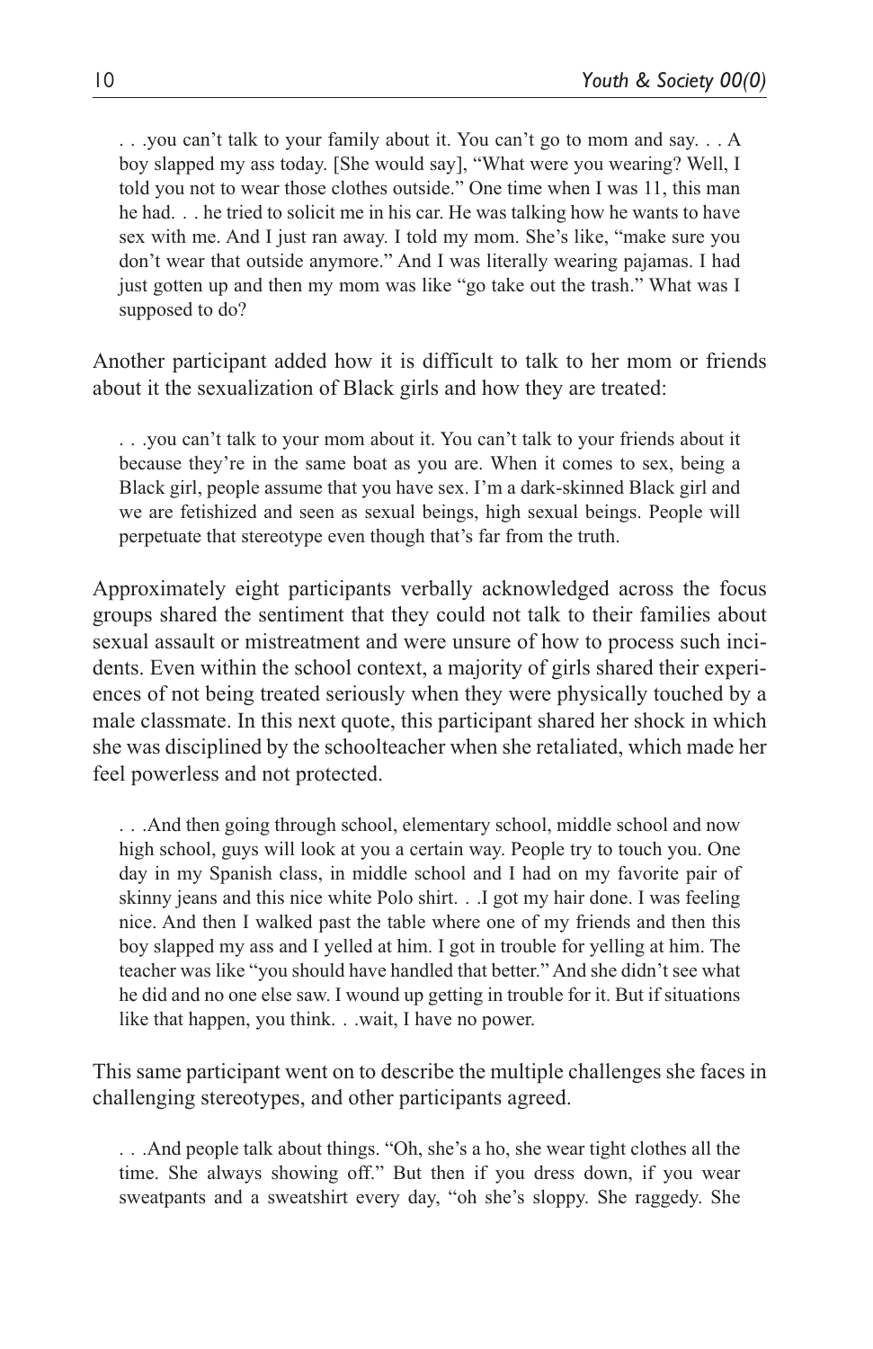. . .you can't talk to your family about it. You can't go to mom and say. . . A boy slapped my ass today. [She would say], "What were you wearing? Well, I told you not to wear those clothes outside." One time when I was 11, this man he had. . . he tried to solicit me in his car. He was talking how he wants to have sex with me. And I just ran away. I told my mom. She's like, "make sure you don't wear that outside anymore." And I was literally wearing pajamas. I had just gotten up and then my mom was like "go take out the trash." What was I supposed to do?

Another participant added how it is difficult to talk to her mom or friends about it the sexualization of Black girls and how they are treated:

> . . .you can't talk to your mom about it. You can't talk to your friends about it because they're in the same boat as you are. When it comes to sex, being a Black girl, people assume that you have sex. I'm a dark-skinned Black girl and we are fetishized and seen as sexual beings, high sexual beings. People will perpetuate that stereotype even though that's far from the truth.

Approximately eight participants verbally acknowledged across the focus groups shared the sentiment that they could not talk to their families about sexual assault or mistreatment and were unsure of how to process such incidents. Even within the school context, a majority of girls shared their experiences of not being treated seriously when they were physically touched by a male classmate. In this next quote, this participant shared her shock in which she was disciplined by the schoolteacher when she retaliated, which made her feel powerless and not protected.

> . . .And then going through school, elementary school, middle school and now high school, guys will look at you a certain way. People try to touch you. One day in my Spanish class, in middle school and I had on my favorite pair of skinny jeans and this nice white Polo shirt. . .I got my hair done. I was feeling nice. And then I walked past the table where one of my friends and then this boy slapped my ass and I yelled at him. I got in trouble for yelling at him. The teacher was like "you should have handled that better." And she didn't see what he did and no one else saw. I wound up getting in trouble for it. But if situations like that happen, you think. . .wait, I have no power.

This same participant went on to describe the multiple challenges she faces in challenging stereotypes, and other participants agreed.

> . . .And people talk about things. "Oh, she's a ho, she wear tight clothes all the time. She always showing off." But then if you dress down, if you wear sweatpants and a sweatshirt every day, "oh she's sloppy. She raggedy. She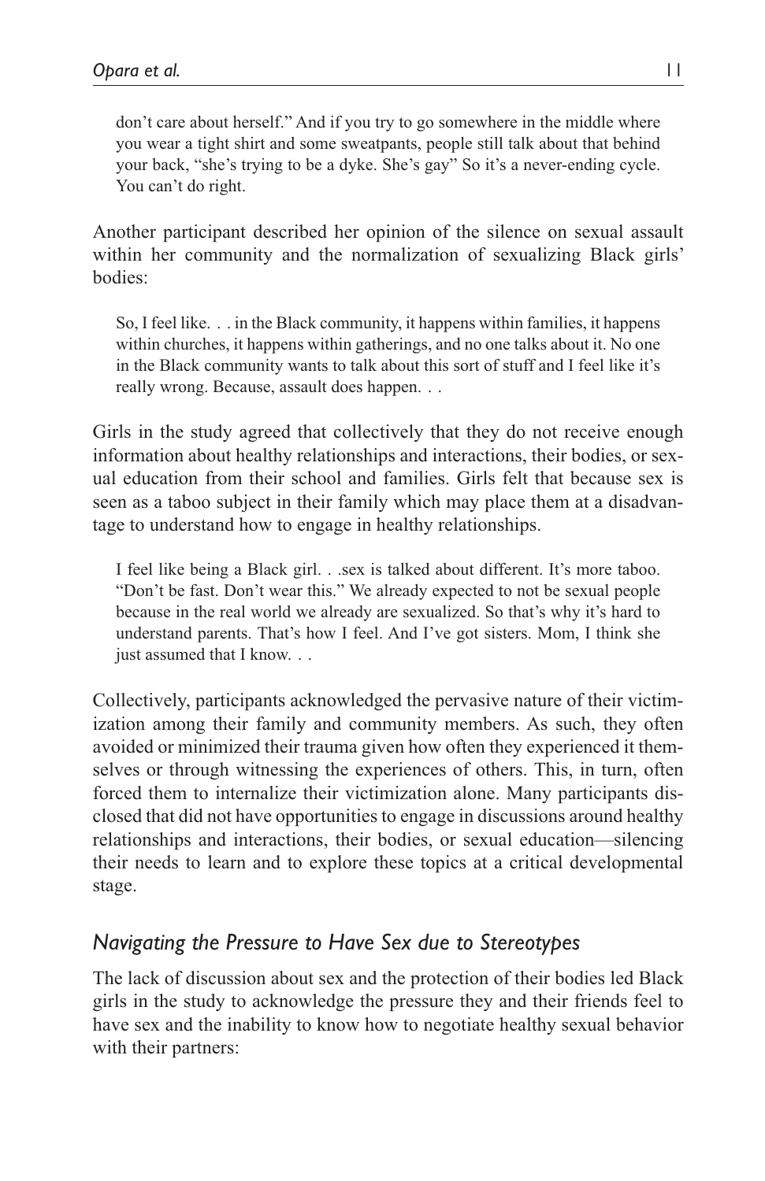> don't care about herself." And if you try to go somewhere in the middle where you wear a tight shirt and some sweatpants, people still talk about that behind your back, "she's trying to be a dyke. She's gay" So it's a never-ending cycle. You can't do right.

Another participant described her opinion of the silence on sexual assault within her community and the normalization of sexualizing Black girls' bodies:

> So, I feel like. . . in the Black community, it happens within families, it happens within churches, it happens within gatherings, and no one talks about it. No one in the Black community wants to talk about this sort of stuff and I feel like it's really wrong. Because, assault does happen. . .

Girls in the study agreed that collectively that they do not receive enough information about healthy relationships and interactions, their bodies, or sexual education from their school and families. Girls felt that because sex is seen as a taboo subject in their family which may place them at a disadvantage to understand how to engage in healthy relationships.

> I feel like being a Black girl. . .sex is talked about different. It's more taboo. "Don't be fast. Don't wear this." We already expected to not be sexual people because in the real world we already are sexualized. So that's why it's hard to understand parents. That's how I feel. And I've got sisters. Mom, I think she just assumed that I know. . .

Collectively, participants acknowledged the pervasive nature of their victimization among their family and community members. As such, they often avoided or minimized their trauma given how often they experienced it themselves or through witnessing the experiences of others. This, in turn, often forced them to internalize their victimization alone. Many participants disclosed that did not have opportunities to engage in discussions around healthy relationships and interactions, their bodies, or sexual education—silencing their needs to learn and to explore these topics at a critical developmental stage.

### *Navigating the Pressure to Have Sex due to Stereotypes*

The lack of discussion about sex and the protection of their bodies led Black girls in the study to acknowledge the pressure they and their friends feel to have sex and the inability to know how to negotiate healthy sexual behavior with their partners: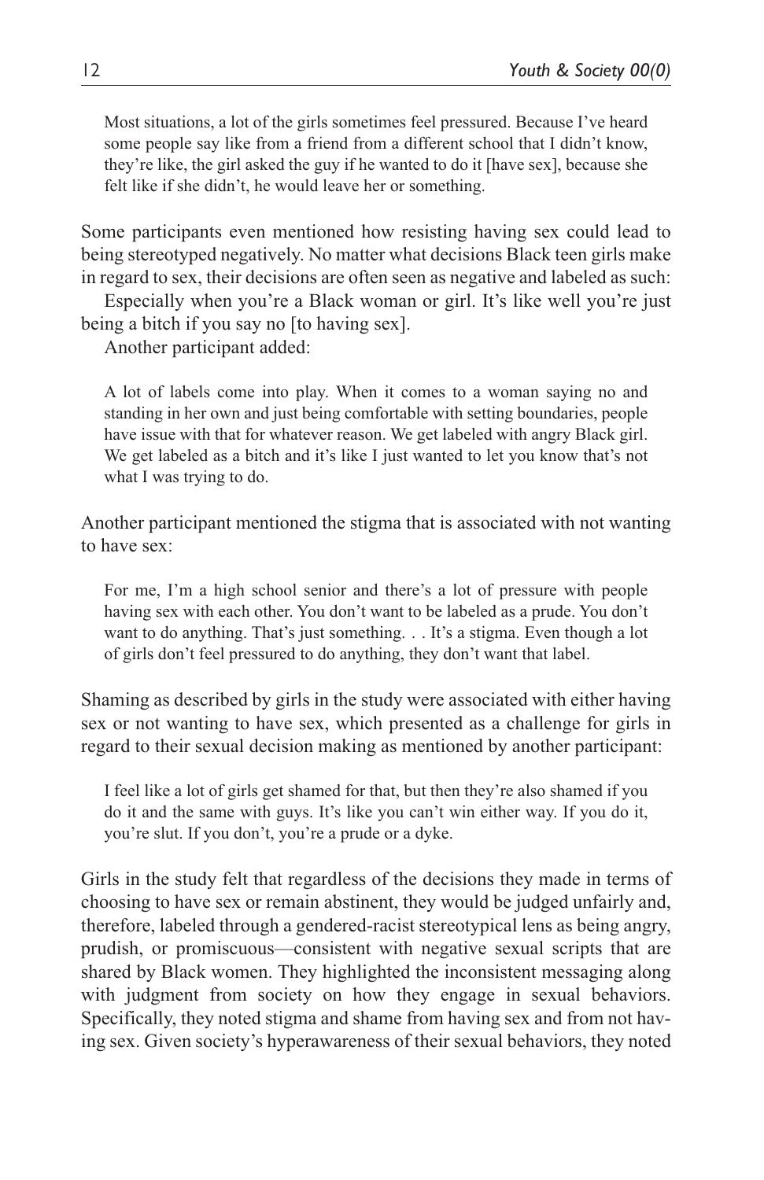> Most situations, a lot of the girls sometimes feel pressured. Because I've heard some people say like from a friend from a different school that I didn't know, they're like, the girl asked the guy if he wanted to do it [have sex], because she felt like if she didn't, he would leave her or something.

Some participants even mentioned how resisting having sex could lead to being stereotyped negatively. No matter what decisions Black teen girls make in regard to sex, their decisions are often seen as negative and labeled as such:

Especially when you're a Black woman or girl. It's like well you're just being a bitch if you say no [to having sex].

Another participant added:

> A lot of labels come into play. When it comes to a woman saying no and standing in her own and just being comfortable with setting boundaries, people have issue with that for whatever reason. We get labeled with angry Black girl. We get labeled as a bitch and it's like I just wanted to let you know that's not what I was trying to do.

Another participant mentioned the stigma that is associated with not wanting to have sex:

> For me, I'm a high school senior and there's a lot of pressure with people having sex with each other. You don't want to be labeled as a prude. You don't want to do anything. That's just something. . . It's a stigma. Even though a lot of girls don't feel pressured to do anything, they don't want that label.

Shaming as described by girls in the study were associated with either having sex or not wanting to have sex, which presented as a challenge for girls in regard to their sexual decision making as mentioned by another participant:

> I feel like a lot of girls get shamed for that, but then they're also shamed if you do it and the same with guys. It's like you can't win either way. If you do it, you're slut. If you don't, you're a prude or a dyke.

Girls in the study felt that regardless of the decisions they made in terms of choosing to have sex or remain abstinent, they would be judged unfairly and, therefore, labeled through a gendered-racist stereotypical lens as being angry, prudish, or promiscuous—consistent with negative sexual scripts that are shared by Black women. They highlighted the inconsistent messaging along with judgment from society on how they engage in sexual behaviors. Specifically, they noted stigma and shame from having sex and from not having sex. Given society's hyperawareness of their sexual behaviors, they noted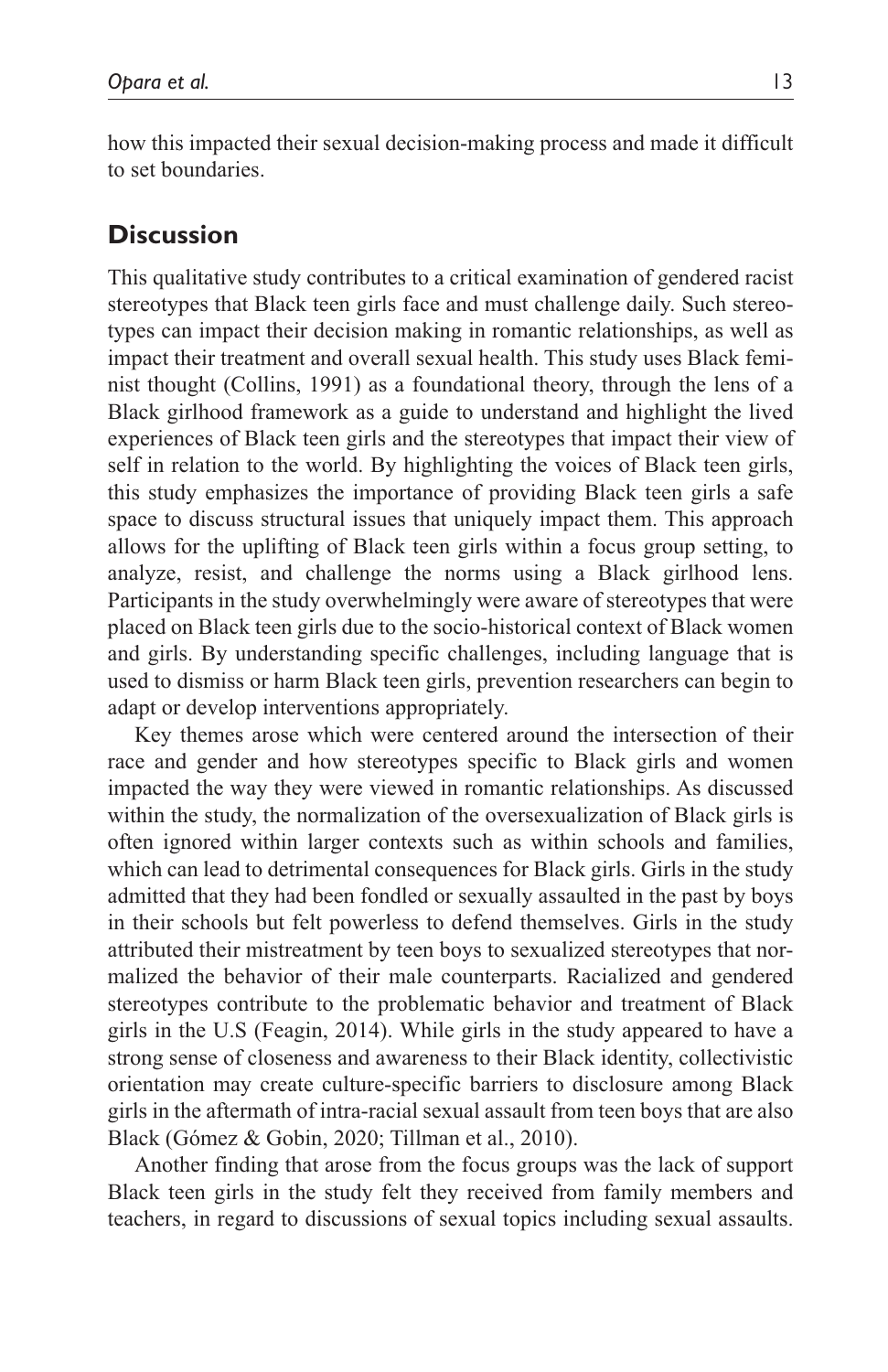how this impacted their sexual decision-making process and made it difficult to set boundaries.

## Discussion

This qualitative study contributes to a critical examination of gendered racist stereotypes that Black teen girls face and must challenge daily. Such stereotypes can impact their decision making in romantic relationships, as well as impact their treatment and overall sexual health. This study uses Black feminist thought (Collins, 1991) as a foundational theory, through the lens of a Black girlhood framework as a guide to understand and highlight the lived experiences of Black teen girls and the stereotypes that impact their view of self in relation to the world. By highlighting the voices of Black teen girls, this study emphasizes the importance of providing Black teen girls a safe space to discuss structural issues that uniquely impact them. This approach allows for the uplifting of Black teen girls within a focus group setting, to analyze, resist, and challenge the norms using a Black girlhood lens. Participants in the study overwhelmingly were aware of stereotypes that were placed on Black teen girls due to the socio-historical context of Black women and girls. By understanding specific challenges, including language that is used to dismiss or harm Black teen girls, prevention researchers can begin to adapt or develop interventions appropriately.

Key themes arose which were centered around the intersection of their race and gender and how stereotypes specific to Black girls and women impacted the way they were viewed in romantic relationships. As discussed within the study, the normalization of the oversexualization of Black girls is often ignored within larger contexts such as within schools and families, which can lead to detrimental consequences for Black girls. Girls in the study admitted that they had been fondled or sexually assaulted in the past by boys in their schools but felt powerless to defend themselves. Girls in the study attributed their mistreatment by teen boys to sexualized stereotypes that normalized the behavior of their male counterparts. Racialized and gendered stereotypes contribute to the problematic behavior and treatment of Black girls in the U.S (Feagin, 2014). While girls in the study appeared to have a strong sense of closeness and awareness to their Black identity, collectivistic orientation may create culture-specific barriers to disclosure among Black girls in the aftermath of intra-racial sexual assault from teen boys that are also Black (Gómez & Gobin, 2020; Tillman et al., 2010).

Another finding that arose from the focus groups was the lack of support Black teen girls in the study felt they received from family members and teachers, in regard to discussions of sexual topics including sexual assaults.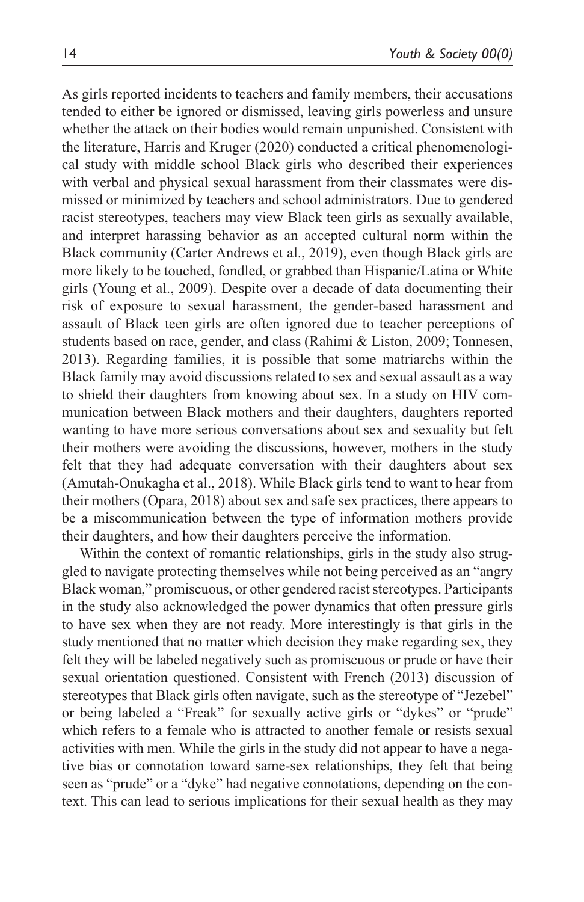As girls reported incidents to teachers and family members, their accusations tended to either be ignored or dismissed, leaving girls powerless and unsure whether the attack on their bodies would remain unpunished. Consistent with the literature, Harris and Kruger (2020) conducted a critical phenomenological study with middle school Black girls who described their experiences with verbal and physical sexual harassment from their classmates were dismissed or minimized by teachers and school administrators. Due to gendered racist stereotypes, teachers may view Black teen girls as sexually available, and interpret harassing behavior as an accepted cultural norm within the Black community (Carter Andrews et al., 2019), even though Black girls are more likely to be touched, fondled, or grabbed than Hispanic/Latina or White girls (Young et al., 2009). Despite over a decade of data documenting their risk of exposure to sexual harassment, the gender-based harassment and assault of Black teen girls are often ignored due to teacher perceptions of students based on race, gender, and class (Rahimi & Liston, 2009; Tonnesen, 2013). Regarding families, it is possible that some matriarchs within the Black family may avoid discussions related to sex and sexual assault as a way to shield their daughters from knowing about sex. In a study on HIV communication between Black mothers and their daughters, daughters reported wanting to have more serious conversations about sex and sexuality but felt their mothers were avoiding the discussions, however, mothers in the study felt that they had adequate conversation with their daughters about sex (Amutah-Onukagha et al., 2018). While Black girls tend to want to hear from their mothers (Opara, 2018) about sex and safe sex practices, there appears to be a miscommunication between the type of information mothers provide their daughters, and how their daughters perceive the information.

Within the context of romantic relationships, girls in the study also struggled to navigate protecting themselves while not being perceived as an "angry Black woman," promiscuous, or other gendered racist stereotypes. Participants in the study also acknowledged the power dynamics that often pressure girls to have sex when they are not ready. More interestingly is that girls in the study mentioned that no matter which decision they make regarding sex, they felt they will be labeled negatively such as promiscuous or prude or have their sexual orientation questioned. Consistent with French (2013) discussion of stereotypes that Black girls often navigate, such as the stereotype of "Jezebel" or being labeled a "Freak" for sexually active girls or "dykes" or "prude" which refers to a female who is attracted to another female or resists sexual activities with men. While the girls in the study did not appear to have a negative bias or connotation toward same-sex relationships, they felt that being seen as "prude" or a "dyke" had negative connotations, depending on the context. This can lead to serious implications for their sexual health as they may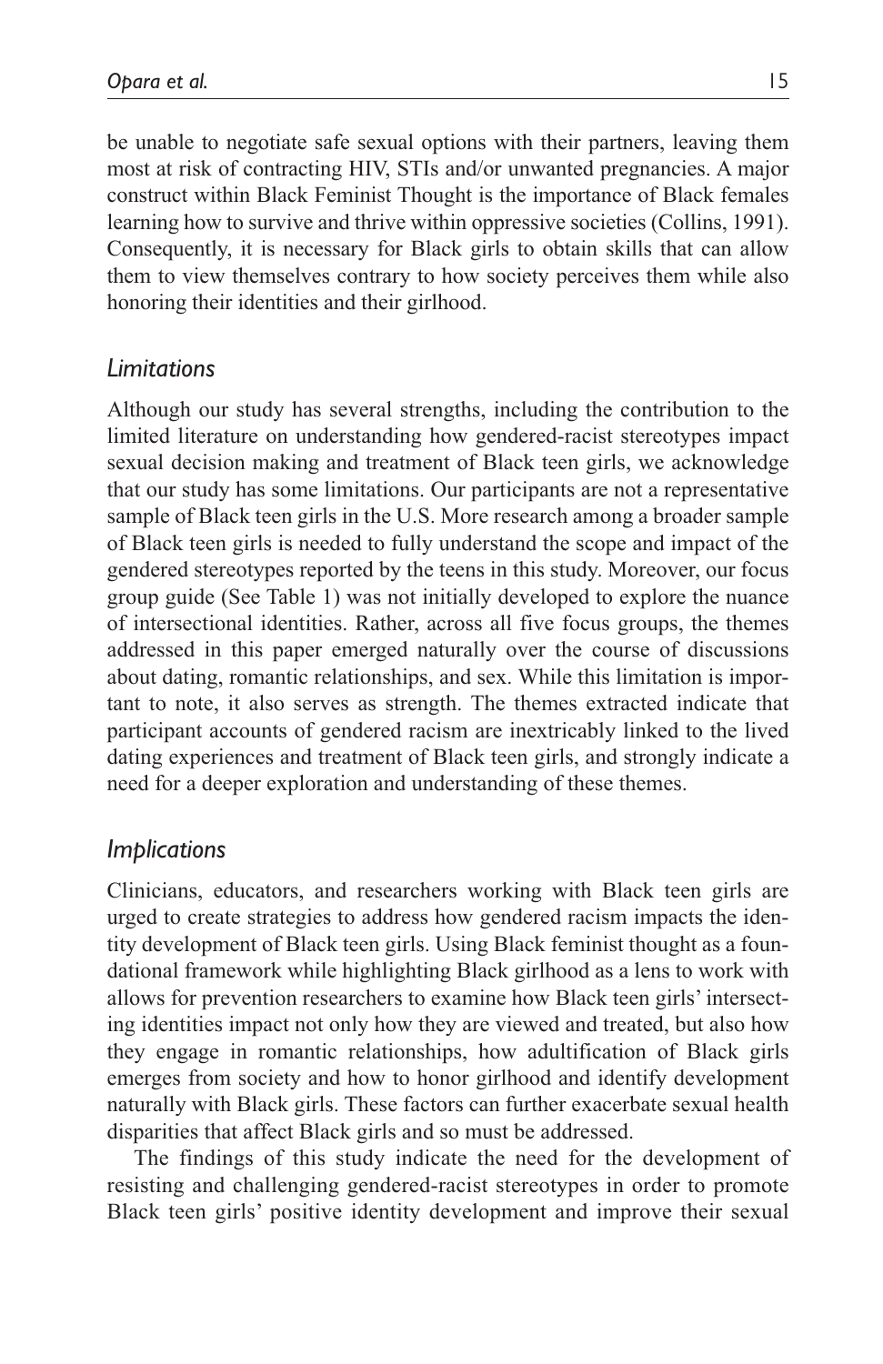be unable to negotiate safe sexual options with their partners, leaving them most at risk of contracting HIV, STIs and/or unwanted pregnancies. A major construct within Black Feminist Thought is the importance of Black females learning how to survive and thrive within oppressive societies (Collins, 1991). Consequently, it is necessary for Black girls to obtain skills that can allow them to view themselves contrary to how society perceives them while also honoring their identities and their girlhood.

### *Limitations*

Although our study has several strengths, including the contribution to the limited literature on understanding how gendered-racist stereotypes impact sexual decision making and treatment of Black teen girls, we acknowledge that our study has some limitations. Our participants are not a representative sample of Black teen girls in the U.S. More research among a broader sample of Black teen girls is needed to fully understand the scope and impact of the gendered stereotypes reported by the teens in this study. Moreover, our focus group guide (See Table 1) was not initially developed to explore the nuance of intersectional identities. Rather, across all five focus groups, the themes addressed in this paper emerged naturally over the course of discussions about dating, romantic relationships, and sex. While this limitation is important to note, it also serves as strength. The themes extracted indicate that participant accounts of gendered racism are inextricably linked to the lived dating experiences and treatment of Black teen girls, and strongly indicate a need for a deeper exploration and understanding of these themes.

### *Implications*

Clinicians, educators, and researchers working with Black teen girls are urged to create strategies to address how gendered racism impacts the identity development of Black teen girls. Using Black feminist thought as a foundational framework while highlighting Black girlhood as a lens to work with allows for prevention researchers to examine how Black teen girls' intersecting identities impact not only how they are viewed and treated, but also how they engage in romantic relationships, how adultification of Black girls emerges from society and how to honor girlhood and identify development naturally with Black girls. These factors can further exacerbate sexual health disparities that affect Black girls and so must be addressed.

The findings of this study indicate the need for the development of resisting and challenging gendered-racist stereotypes in order to promote Black teen girls' positive identity development and improve their sexual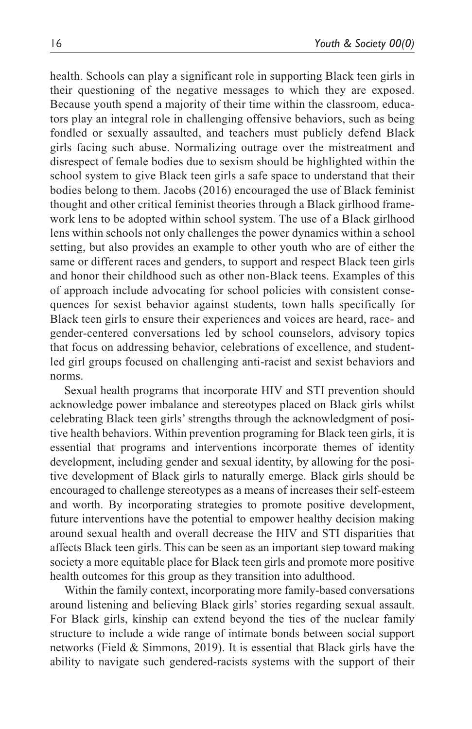health. Schools can play a significant role in supporting Black teen girls in their questioning of the negative messages to which they are exposed. Because youth spend a majority of their time within the classroom, educators play an integral role in challenging offensive behaviors, such as being fondled or sexually assaulted, and teachers must publicly defend Black girls facing such abuse. Normalizing outrage over the mistreatment and disrespect of female bodies due to sexism should be highlighted within the school system to give Black teen girls a safe space to understand that their bodies belong to them. Jacobs (2016) encouraged the use of Black feminist thought and other critical feminist theories through a Black girlhood framework lens to be adopted within school system. The use of a Black girlhood lens within schools not only challenges the power dynamics within a school setting, but also provides an example to other youth who are of either the same or different races and genders, to support and respect Black teen girls and honor their childhood such as other non-Black teens. Examples of this of approach include advocating for school policies with consistent consequences for sexist behavior against students, town halls specifically for Black teen girls to ensure their experiences and voices are heard, race- and gender-centered conversations led by school counselors, advisory topics that focus on addressing behavior, celebrations of excellence, and student-led girl groups focused on challenging anti-racist and sexist behaviors and norms.

Sexual health programs that incorporate HIV and STI prevention should acknowledge power imbalance and stereotypes placed on Black girls whilst celebrating Black teen girls' strengths through the acknowledgment of positive health behaviors. Within prevention programing for Black teen girls, it is essential that programs and interventions incorporate themes of identity development, including gender and sexual identity, by allowing for the positive development of Black girls to naturally emerge. Black girls should be encouraged to challenge stereotypes as a means of increases their self-esteem and worth. By incorporating strategies to promote positive development, future interventions have the potential to empower healthy decision making around sexual health and overall decrease the HIV and STI disparities that affects Black teen girls. This can be seen as an important step toward making society a more equitable place for Black teen girls and promote more positive health outcomes for this group as they transition into adulthood.

Within the family context, incorporating more family-based conversations around listening and believing Black girls' stories regarding sexual assault. For Black girls, kinship can extend beyond the ties of the nuclear family structure to include a wide range of intimate bonds between social support networks (Field & Simmons, 2019). It is essential that Black girls have the ability to navigate such gendered-racists systems with the support of their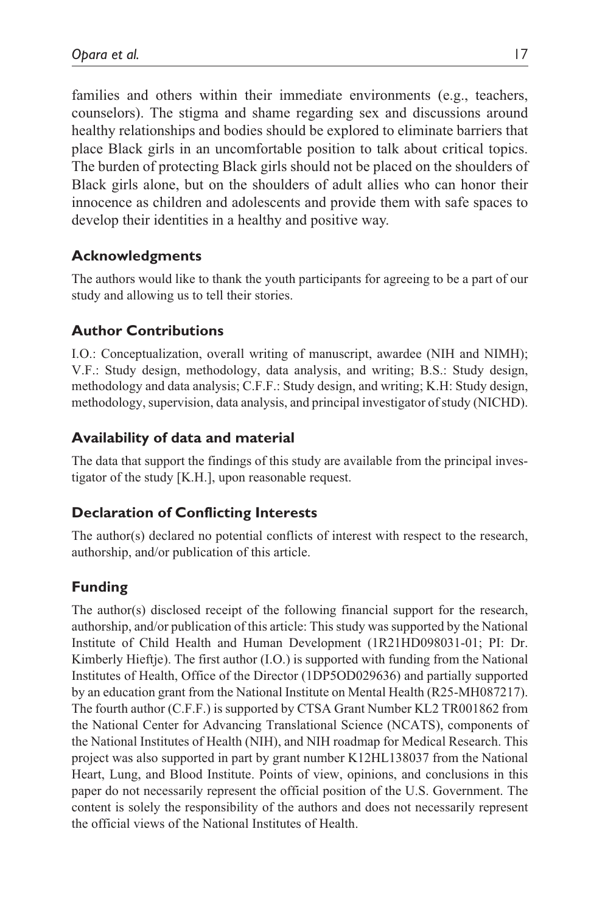families and others within their immediate environments (e.g., teachers, counselors). The stigma and shame regarding sex and discussions around healthy relationships and bodies should be explored to eliminate barriers that place Black girls in an uncomfortable position to talk about critical topics. The burden of protecting Black girls should not be placed on the shoulders of Black girls alone, but on the shoulders of adult allies who can honor their innocence as children and adolescents and provide them with safe spaces to develop their identities in a healthy and positive way.

## Acknowledgments

The authors would like to thank the youth participants for agreeing to be a part of our study and allowing us to tell their stories.

## Author Contributions

I.O.: Conceptualization, overall writing of manuscript, awardee (NIH and NIMH); V.F.: Study design, methodology, data analysis, and writing; B.S.: Study design, methodology and data analysis; C.F.F.: Study design, and writing; K.H: Study design, methodology, supervision, data analysis, and principal investigator of study (NICHD).

## Availability of data and material

The data that support the findings of this study are available from the principal investigator of the study [K.H.], upon reasonable request.

## Declaration of Conflicting Interests

The author(s) declared no potential conflicts of interest with respect to the research, authorship, and/or publication of this article.

## Funding

The author(s) disclosed receipt of the following financial support for the research, authorship, and/or publication of this article: This study was supported by the National Institute of Child Health and Human Development (1R21HD098031-01; PI: Dr. Kimberly Hieftje). The first author (I.O.) is supported with funding from the National Institutes of Health, Office of the Director (1DP5OD029636) and partially supported by an education grant from the National Institute on Mental Health (R25-MH087217). The fourth author (C.F.F.) is supported by CTSA Grant Number KL2 TR001862 from the National Center for Advancing Translational Science (NCATS), components of the National Institutes of Health (NIH), and NIH roadmap for Medical Research. This project was also supported in part by grant number K12HL138037 from the National Heart, Lung, and Blood Institute. Points of view, opinions, and conclusions in this paper do not necessarily represent the official position of the U.S. Government. The content is solely the responsibility of the authors and does not necessarily represent the official views of the National Institutes of Health.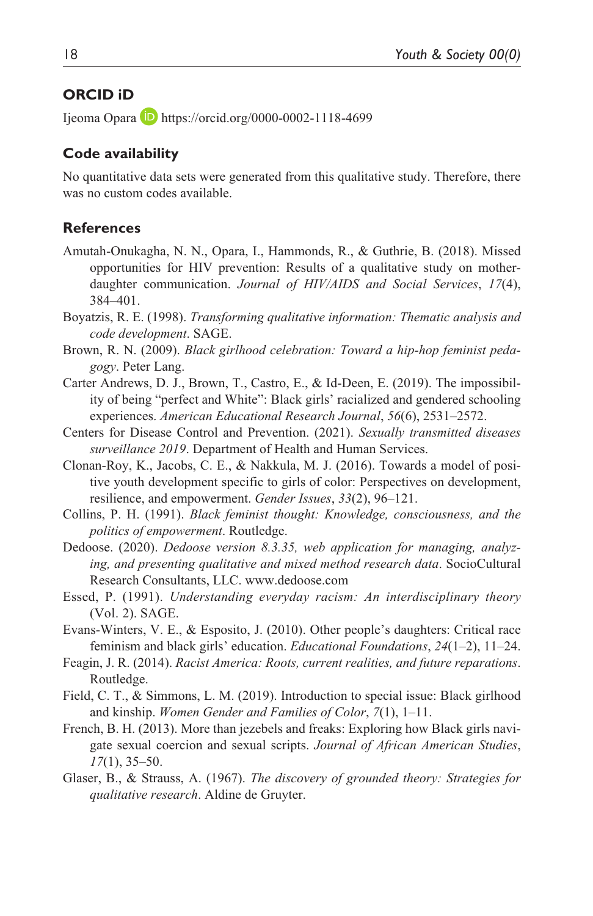## ORCID iD

Ijeoma Opara https://orcid.org/0000-0002-1118-4699

## Code availability

No quantitative data sets were generated from this qualitative study. Therefore, there was no custom codes available.

## References

Amutah-Onukagha, N. N., Opara, I., Hammonds, R., & Guthrie, B. (2018). Missed opportunities for HIV prevention: Results of a qualitative study on mother-daughter communication. *Journal of HIV/AIDS and Social Services*, *17*(4), 384–401.

Boyatzis, R. E. (1998). *Transforming qualitative information: Thematic analysis and code development*. SAGE.

Brown, R. N. (2009). *Black girlhood celebration: Toward a hip-hop feminist pedagogy*. Peter Lang.

Carter Andrews, D. J., Brown, T., Castro, E., & Id-Deen, E. (2019). The impossibility of being "perfect and White": Black girls' racialized and gendered schooling experiences. *American Educational Research Journal*, *56*(6), 2531–2572.

Centers for Disease Control and Prevention. (2021). *Sexually transmitted diseases surveillance 2019*. Department of Health and Human Services.

Clonan-Roy, K., Jacobs, C. E., & Nakkula, M. J. (2016). Towards a model of positive youth development specific to girls of color: Perspectives on development, resilience, and empowerment. *Gender Issues*, *33*(2), 96–121.

Collins, P. H. (1991). *Black feminist thought: Knowledge, consciousness, and the politics of empowerment*. Routledge.

Dedoose. (2020). *Dedoose version 8.3.35, web application for managing, analyzing, and presenting qualitative and mixed method research data*. SocioCultural Research Consultants, LLC. www.dedoose.com

Essed, P. (1991). *Understanding everyday racism: An interdisciplinary theory* (Vol. 2). SAGE.

Evans-Winters, V. E., & Esposito, J. (2010). Other people's daughters: Critical race feminism and black girls' education. *Educational Foundations*, *24*(1–2), 11–24.

Feagin, J. R. (2014). *Racist America: Roots, current realities, and future reparations*. Routledge.

Field, C. T., & Simmons, L. M. (2019). Introduction to special issue: Black girlhood and kinship. *Women Gender and Families of Color*, *7*(1), 1–11.

French, B. H. (2013). More than jezebels and freaks: Exploring how Black girls navigate sexual coercion and sexual scripts. *Journal of African American Studies*, *17*(1), 35–50.

Glaser, B., & Strauss, A. (1967). *The discovery of grounded theory: Strategies for qualitative research*. Aldine de Gruyter.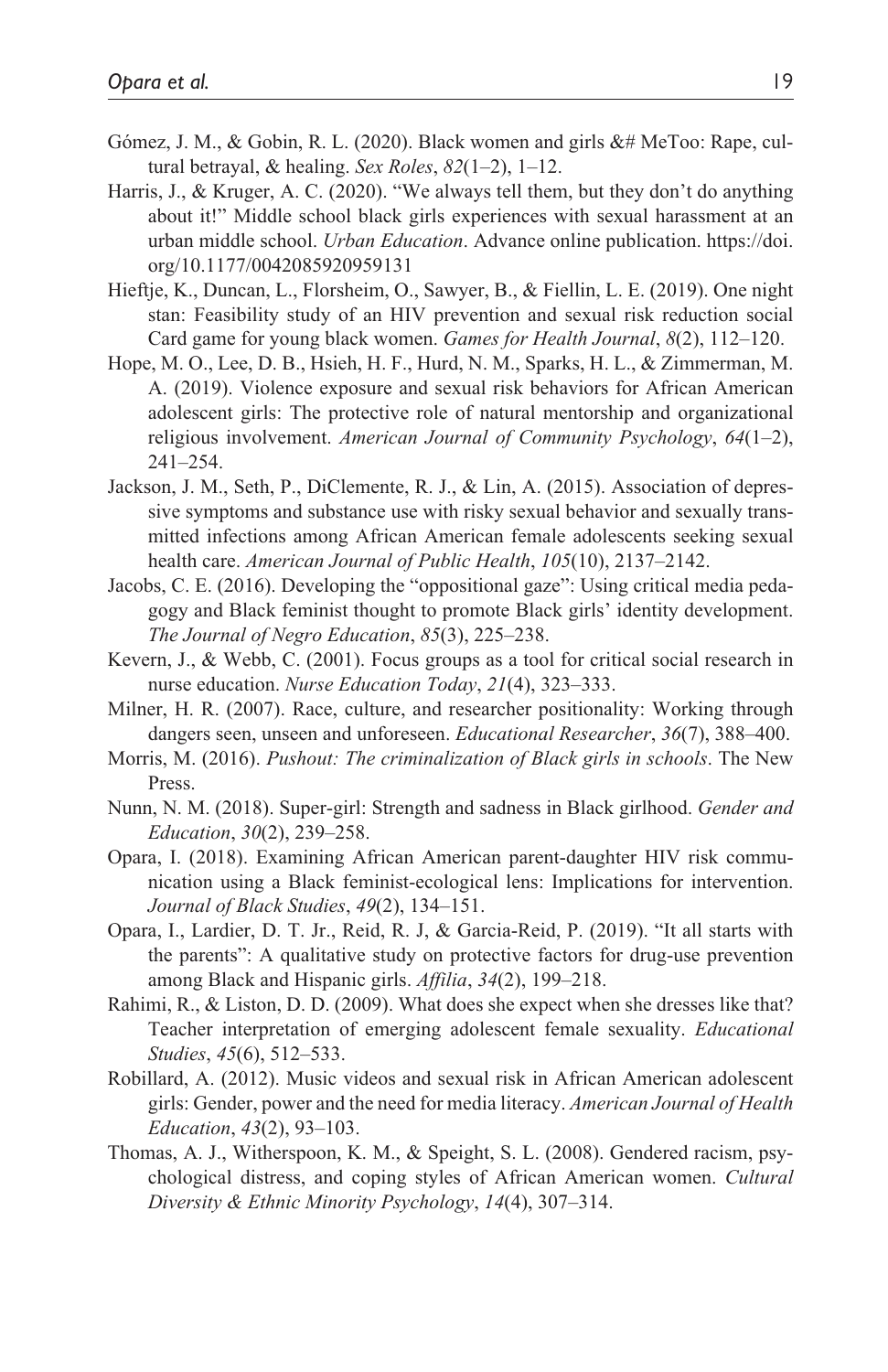Gómez, J. M., & Gobin, R. L. (2020). Black women and girls &# MeToo: Rape, cultural betrayal, & healing. *Sex Roles*, *82*(1–2), 1–12.

Harris, J., & Kruger, A. C. (2020). "We always tell them, but they don't do anything about it!" Middle school black girls experiences with sexual harassment at an urban middle school. *Urban Education*. Advance online publication. https://doi.org/10.1177/0042085920959131

Hieftje, K., Duncan, L., Florsheim, O., Sawyer, B., & Fiellin, L. E. (2019). One night stan: Feasibility study of an HIV prevention and sexual risk reduction social Card game for young black women. *Games for Health Journal*, *8*(2), 112–120.

Hope, M. O., Lee, D. B., Hsieh, H. F., Hurd, N. M., Sparks, H. L., & Zimmerman, M. A. (2019). Violence exposure and sexual risk behaviors for African American adolescent girls: The protective role of natural mentorship and organizational religious involvement. *American Journal of Community Psychology*, *64*(1–2), 241–254.

Jackson, J. M., Seth, P., DiClemente, R. J., & Lin, A. (2015). Association of depressive symptoms and substance use with risky sexual behavior and sexually transmitted infections among African American female adolescents seeking sexual health care. *American Journal of Public Health*, *105*(10), 2137–2142.

Jacobs, C. E. (2016). Developing the "oppositional gaze": Using critical media pedagogy and Black feminist thought to promote Black girls' identity development. *The Journal of Negro Education*, *85*(3), 225–238.

Kevern, J., & Webb, C. (2001). Focus groups as a tool for critical social research in nurse education. *Nurse Education Today*, *21*(4), 323–333.

Milner, H. R. (2007). Race, culture, and researcher positionality: Working through dangers seen, unseen and unforeseen. *Educational Researcher*, *36*(7), 388–400.

Morris, M. (2016). *Pushout: The criminalization of Black girls in schools*. The New Press.

Nunn, N. M. (2018). Super-girl: Strength and sadness in Black girlhood. *Gender and Education*, *30*(2), 239–258.

Opara, I. (2018). Examining African American parent-daughter HIV risk communication using a Black feminist-ecological lens: Implications for intervention. *Journal of Black Studies*, *49*(2), 134–151.

Opara, I., Lardier, D. T. Jr., Reid, R. J, & Garcia-Reid, P. (2019). "It all starts with the parents": A qualitative study on protective factors for drug-use prevention among Black and Hispanic girls. *Affilia*, *34*(2), 199–218.

Rahimi, R., & Liston, D. D. (2009). What does she expect when she dresses like that? Teacher interpretation of emerging adolescent female sexuality. *Educational Studies*, *45*(6), 512–533.

Robillard, A. (2012). Music videos and sexual risk in African American adolescent girls: Gender, power and the need for media literacy. *American Journal of Health Education*, *43*(2), 93–103.

Thomas, A. J., Witherspoon, K. M., & Speight, S. L. (2008). Gendered racism, psychological distress, and coping styles of African American women. *Cultural Diversity & Ethnic Minority Psychology*, *14*(4), 307–314.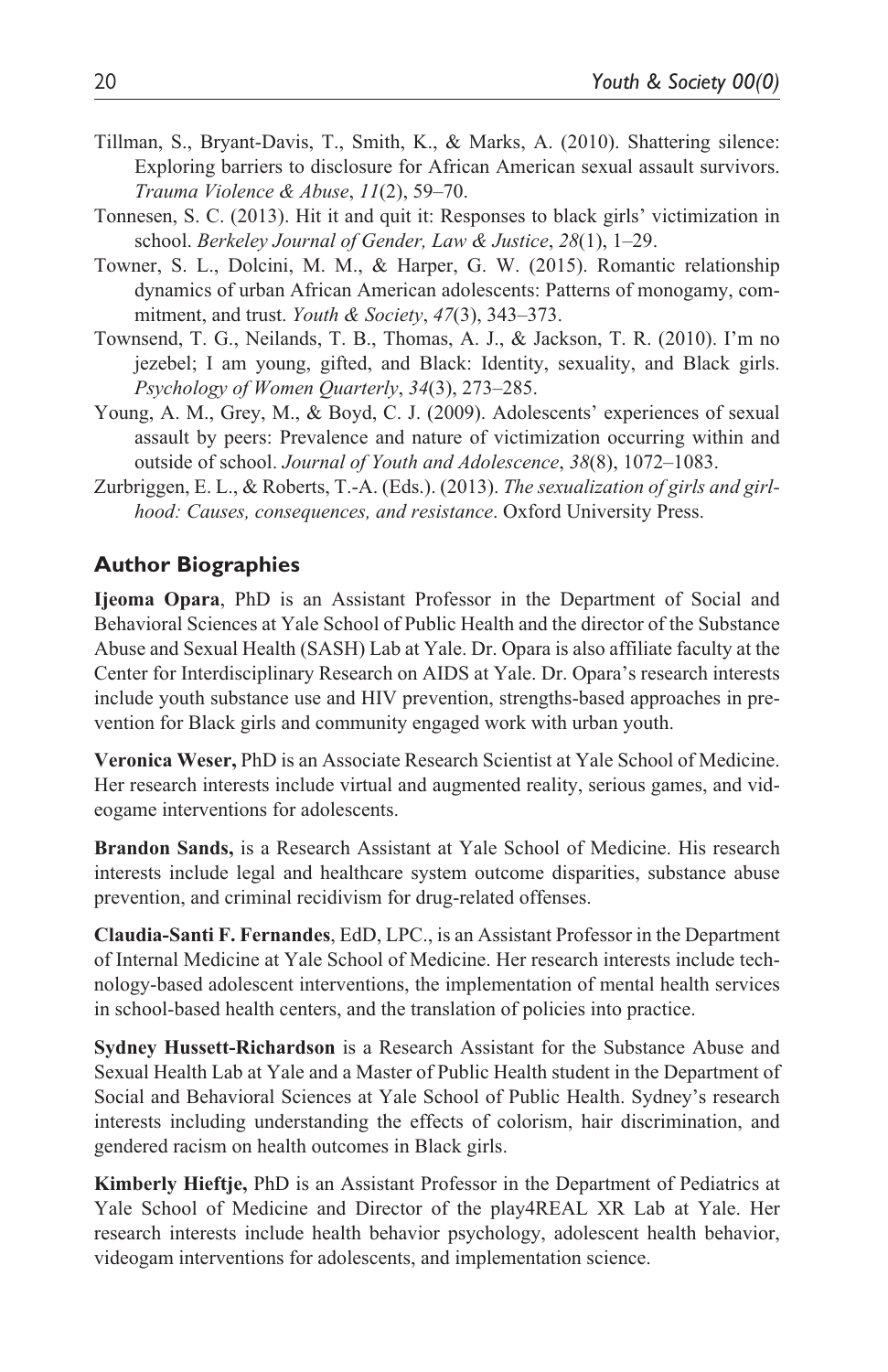Tillman, S., Bryant-Davis, T., Smith, K., & Marks, A. (2010). Shattering silence: Exploring barriers to disclosure for African American sexual assault survivors. *Trauma Violence & Abuse*, *11*(2), 59–70.

Tonnesen, S. C. (2013). Hit it and quit it: Responses to black girls' victimization in school. *Berkeley Journal of Gender, Law & Justice*, *28*(1), 1–29.

Towner, S. L., Dolcini, M. M., & Harper, G. W. (2015). Romantic relationship dynamics of urban African American adolescents: Patterns of monogamy, commitment, and trust. *Youth & Society*, *47*(3), 343–373.

Townsend, T. G., Neilands, T. B., Thomas, A. J., & Jackson, T. R. (2010). I'm no jezebel; I am young, gifted, and Black: Identity, sexuality, and Black girls. *Psychology of Women Quarterly*, *34*(3), 273–285.

Young, A. M., Grey, M., & Boyd, C. J. (2009). Adolescents' experiences of sexual assault by peers: Prevalence and nature of victimization occurring within and outside of school. *Journal of Youth and Adolescence*, *38*(8), 1072–1083.

Zurbriggen, E. L., & Roberts, T.-A. (Eds.). (2013). *The sexualization of girls and girlhood: Causes, consequences, and resistance*. Oxford University Press.

## Author Biographies

**Ijeoma Opara**, PhD is an Assistant Professor in the Department of Social and Behavioral Sciences at Yale School of Public Health and the director of the Substance Abuse and Sexual Health (SASH) Lab at Yale. Dr. Opara is also affiliate faculty at the Center for Interdisciplinary Research on AIDS at Yale. Dr. Opara's research interests include youth substance use and HIV prevention, strengths-based approaches in prevention for Black girls and community engaged work with urban youth.

**Veronica Weser,** PhD is an Associate Research Scientist at Yale School of Medicine. Her research interests include virtual and augmented reality, serious games, and videogame interventions for adolescents.

**Brandon Sands,** is a Research Assistant at Yale School of Medicine. His research interests include legal and healthcare system outcome disparities, substance abuse prevention, and criminal recidivism for drug-related offenses.

**Claudia-Santi F. Fernandes**, EdD, LPC., is an Assistant Professor in the Department of Internal Medicine at Yale School of Medicine. Her research interests include technology-based adolescent interventions, the implementation of mental health services in school-based health centers, and the translation of policies into practice.

**Sydney Hussett-Richardson** is a Research Assistant for the Substance Abuse and Sexual Health Lab at Yale and a Master of Public Health student in the Department of Social and Behavioral Sciences at Yale School of Public Health. Sydney's research interests including understanding the effects of colorism, hair discrimination, and gendered racism on health outcomes in Black girls.

**Kimberly Hieftje,** PhD is an Assistant Professor in the Department of Pediatrics at Yale School of Medicine and Director of the play4REAL XR Lab at Yale. Her research interests include health behavior psychology, adolescent health behavior, videogam interventions for adolescents, and implementation science.